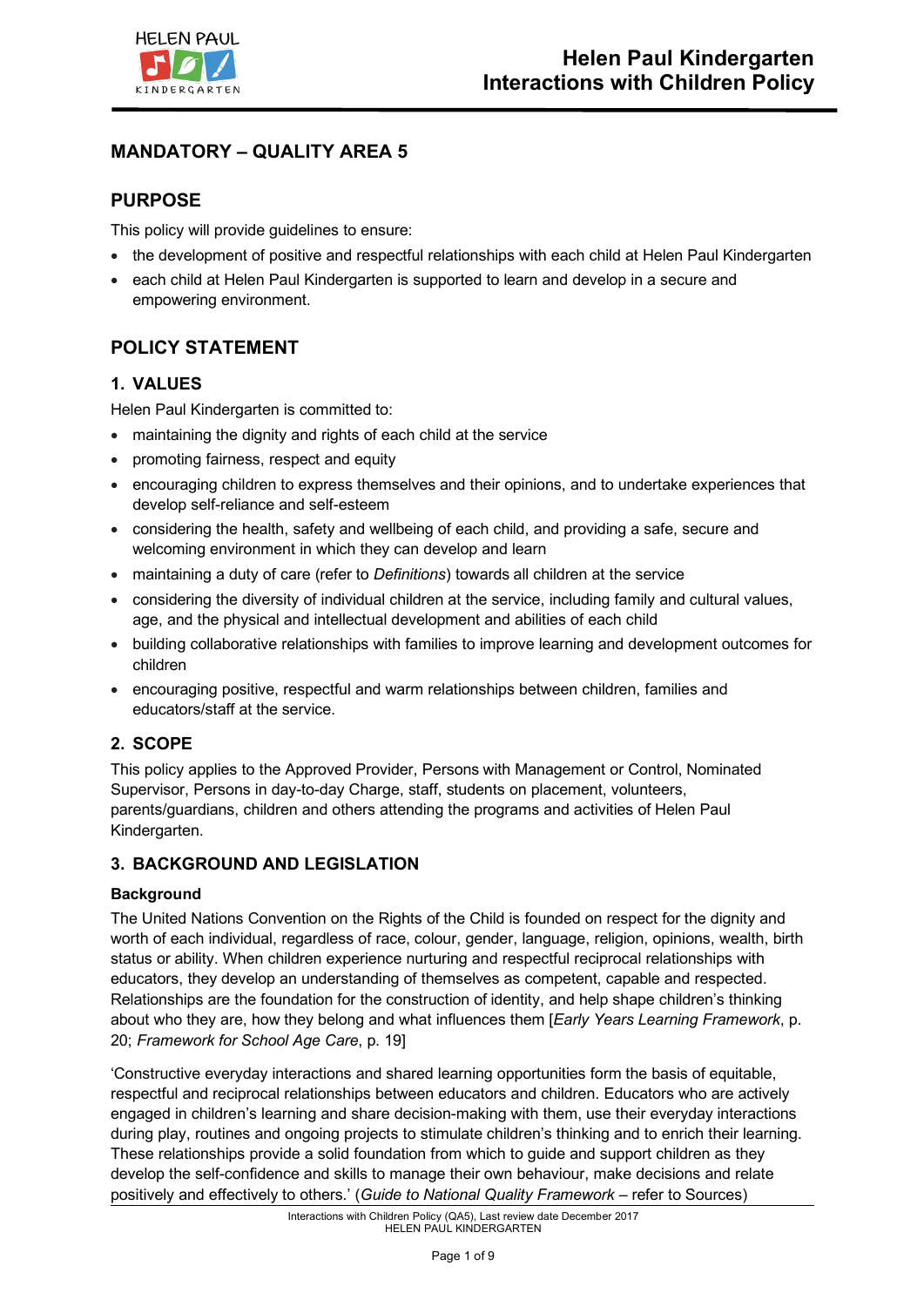# Helen Paul Kindergarten Interactions with Children Policy

## MANDATORY – QUALITY AREA 5

## PURPOSE

This policy will provide guidelines to ensure:

- the development of positive and respectful relationships with each child at Helen Paul Kindergarten
- each child at Helen Paul Kindergarten is supported to learn and develop in a secure and empowering environment.

## POLICY STATEMENT

### 1. VALUES

Helen Paul Kindergarten is committed to:

- maintaining the dignity and rights of each child at the service
- promoting fairness, respect and equity
- encouraging children to express themselves and their opinions, and to undertake experiences that develop self-reliance and self-esteem
- considering the health, safety and wellbeing of each child, and providing a safe, secure and welcoming environment in which they can develop and learn
- maintaining a duty of care (refer to *Definitions*) towards all children at the service
- considering the diversity of individual children at the service, including family and cultural values, age, and the physical and intellectual development and abilities of each child
- building collaborative relationships with families to improve learning and development outcomes for children
- encouraging positive, respectful and warm relationships between children, families and educators/staff at the service.

### 2. SCOPE

This policy applies to the Approved Provider, Persons with Management or Control, Nominated Supervisor, Persons in day-to-day Charge, staff, students on placement, volunteers, parents/guardians, children and others attending the programs and activities of Helen Paul Kindergarten.

### 3. BACKGROUND AND LEGISLATION

**Background**

The United Nations Convention on the Rights of the Child is founded on respect for the dignity and worth of each individual, regardless of race, colour, gender, language, religion, opinions, wealth, birth status or ability. When children experience nurturing and respectful reciprocal relationships with educators, they develop an understanding of themselves as competent, capable and respected. Relationships are the foundation for the construction of identity, and help shape children's thinking about who they are, how they belong and what influences them [*Early Years Learning Framework*, p. 20; *Framework for School Age Care*, p. 19]

'Constructive everyday interactions and shared learning opportunities form the basis of equitable, respectful and reciprocal relationships between educators and children. Educators who are actively engaged in children's learning and share decision-making with them, use their everyday interactions during play, routines and ongoing projects to stimulate children's thinking and to enrich their learning. These relationships provide a solid foundation from which to guide and support children as they develop the self-confidence and skills to manage their own behaviour, make decisions and relate positively and effectively to others.' (*Guide to National Quality Framework* – refer to Sources)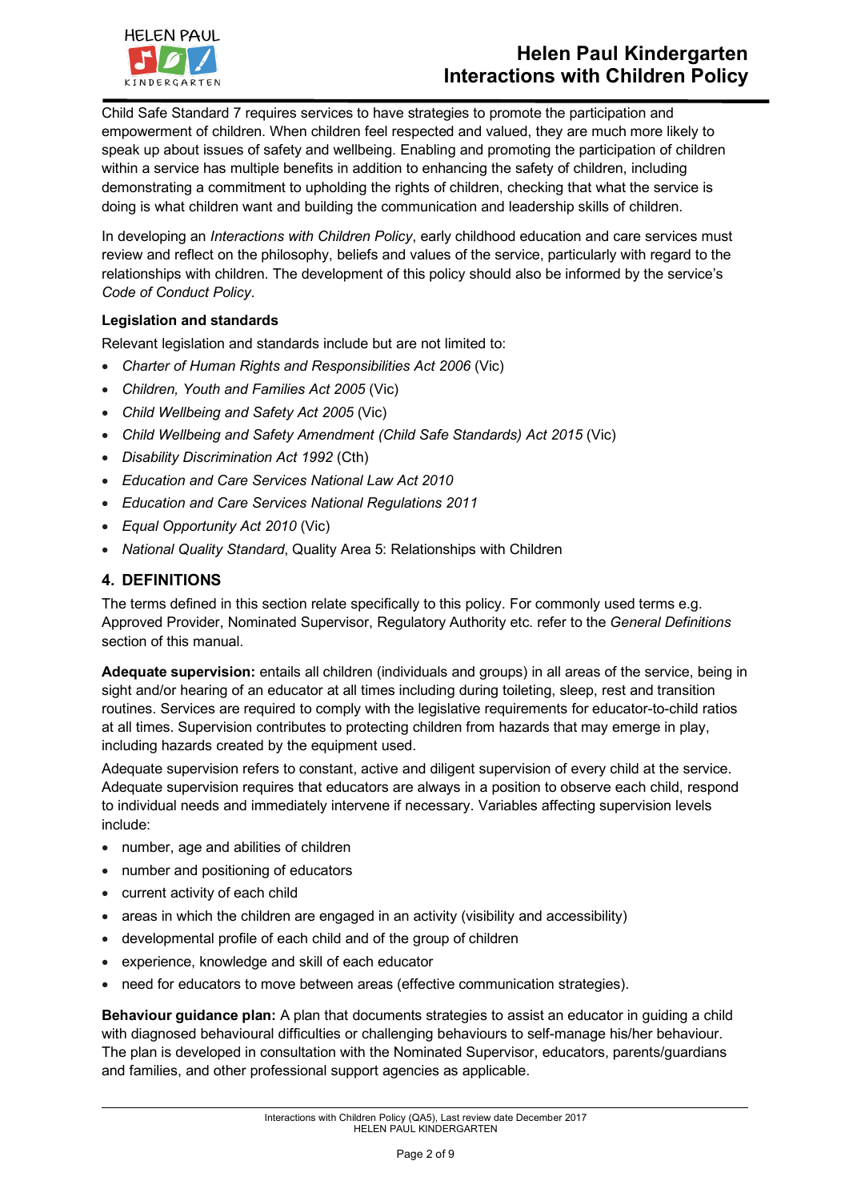Child Safe Standard 7 requires services to have strategies to promote the participation and empowerment of children. When children feel respected and valued, they are much more likely to speak up about issues of safety and wellbeing. Enabling and promoting the participation of children within a service has multiple benefits in addition to enhancing the safety of children, including demonstrating a commitment to upholding the rights of children, checking that what the service is doing is what children want and building the communication and leadership skills of children.

In developing an *Interactions with Children Policy*, early childhood education and care services must review and reflect on the philosophy, beliefs and values of the service, particularly with regard to the relationships with children. The development of this policy should also be informed by the service's *Code of Conduct Policy*.

**Legislation and standards**

Relevant legislation and standards include but are not limited to:

- *Charter of Human Rights and Responsibilities Act 2006* (Vic)
- *Children, Youth and Families Act 2005* (Vic)
- *Child Wellbeing and Safety Act 2005* (Vic)
- *Child Wellbeing and Safety Amendment (Child Safe Standards) Act 2015* (Vic)
- *Disability Discrimination Act 1992* (Cth)
- *Education and Care Services National Law Act 2010*
- *Education and Care Services National Regulations 2011*
- *Equal Opportunity Act 2010* (Vic)
- *National Quality Standard*, Quality Area 5: Relationships with Children

## 4. DEFINITIONS

The terms defined in this section relate specifically to this policy. For commonly used terms e.g. Approved Provider, Nominated Supervisor, Regulatory Authority etc. refer to the *General Definitions* section of this manual.

**Adequate supervision:** entails all children (individuals and groups) in all areas of the service, being in sight and/or hearing of an educator at all times including during toileting, sleep, rest and transition routines. Services are required to comply with the legislative requirements for educator-to-child ratios at all times. Supervision contributes to protecting children from hazards that may emerge in play, including hazards created by the equipment used.

Adequate supervision refers to constant, active and diligent supervision of every child at the service. Adequate supervision requires that educators are always in a position to observe each child, respond to individual needs and immediately intervene if necessary. Variables affecting supervision levels include:

- number, age and abilities of children
- number and positioning of educators
- current activity of each child
- areas in which the children are engaged in an activity (visibility and accessibility)
- developmental profile of each child and of the group of children
- experience, knowledge and skill of each educator
- need for educators to move between areas (effective communication strategies).

**Behaviour guidance plan:** A plan that documents strategies to assist an educator in guiding a child with diagnosed behavioural difficulties or challenging behaviours to self-manage his/her behaviour. The plan is developed in consultation with the Nominated Supervisor, educators, parents/guardians and families, and other professional support agencies as applicable.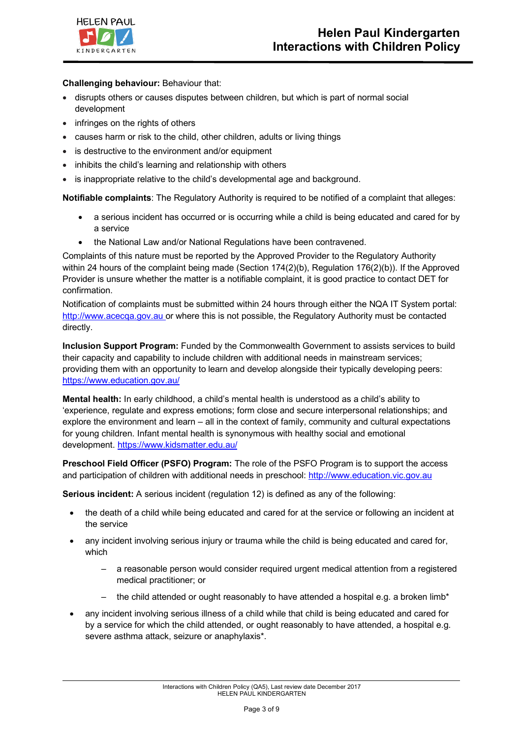**Challenging behaviour:** Behaviour that:

- disrupts others or causes disputes between children, but which is part of normal social development
- infringes on the rights of others
- causes harm or risk to the child, other children, adults or living things
- is destructive to the environment and/or equipment
- inhibits the child's learning and relationship with others
- is inappropriate relative to the child's developmental age and background.

**Notifiable complaints**: The Regulatory Authority is required to be notified of a complaint that alleges:

- a serious incident has occurred or is occurring while a child is being educated and cared for by a service
- the National Law and/or National Regulations have been contravened.

Complaints of this nature must be reported by the Approved Provider to the Regulatory Authority within 24 hours of the complaint being made (Section 174(2)(b), Regulation 176(2)(b)). If the Approved Provider is unsure whether the matter is a notifiable complaint, it is good practice to contact DET for confirmation.

Notification of complaints must be submitted within 24 hours through either the NQA IT System portal: http://www.acecqa.gov.au or where this is not possible, the Regulatory Authority must be contacted directly.

**Inclusion Support Program:** Funded by the Commonwealth Government to assists services to build their capacity and capability to include children with additional needs in mainstream services; providing them with an opportunity to learn and develop alongside their typically developing peers: https://www.education.gov.au/

**Mental health:** In early childhood, a child's mental health is understood as a child's ability to 'experience, regulate and express emotions; form close and secure interpersonal relationships; and explore the environment and learn – all in the context of family, community and cultural expectations for young children. Infant mental health is synonymous with healthy social and emotional development. https://www.kidsmatter.edu.au/

**Preschool Field Officer (PSFO) Program:** The role of the PSFO Program is to support the access and participation of children with additional needs in preschool: http://www.education.vic.gov.au

**Serious incident:** A serious incident (regulation 12) is defined as any of the following:

- the death of a child while being educated and cared for at the service or following an incident at the service
- any incident involving serious injury or trauma while the child is being educated and cared for, which
  - a reasonable person would consider required urgent medical attention from a registered medical practitioner; or
  - the child attended or ought reasonably to have attended a hospital e.g. a broken limb*
- any incident involving serious illness of a child while that child is being educated and cared for by a service for which the child attended, or ought reasonably to have attended, a hospital e.g. severe asthma attack, seizure or anaphylaxis*.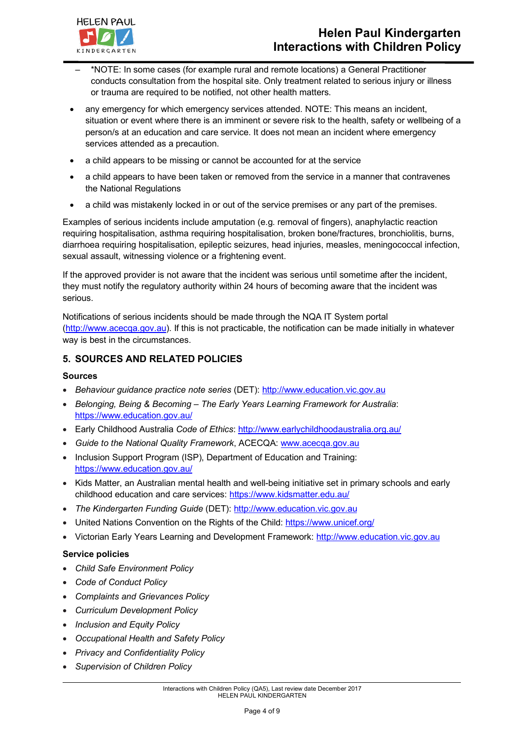- *NOTE: In some cases (for example rural and remote locations) a General Practitioner conducts consultation from the hospital site. Only treatment related to serious injury or illness or trauma are required to be notified, not other health matters.

- any emergency for which emergency services attended. NOTE: This means an incident, situation or event where there is an imminent or severe risk to the health, safety or wellbeing of a person/s at an education and care service. It does not mean an incident where emergency services attended as a precaution.
- a child appears to be missing or cannot be accounted for at the service
- a child appears to have been taken or removed from the service in a manner that contravenes the National Regulations
- a child was mistakenly locked in or out of the service premises or any part of the premises.

Examples of serious incidents include amputation (e.g. removal of fingers), anaphylactic reaction requiring hospitalisation, asthma requiring hospitalisation, broken bone/fractures, bronchiolitis, burns, diarrhoea requiring hospitalisation, epileptic seizures, head injuries, measles, meningococcal infection, sexual assault, witnessing violence or a frightening event.

If the approved provider is not aware that the incident was serious until sometime after the incident, they must notify the regulatory authority within 24 hours of becoming aware that the incident was serious.

Notifications of serious incidents should be made through the NQA IT System portal (http://www.acecqa.gov.au). If this is not practicable, the notification can be made initially in whatever way is best in the circumstances.

## 5. SOURCES AND RELATED POLICIES

### Sources

- *Behaviour guidance practice note series* (DET): http://www.education.vic.gov.au
- *Belonging, Being & Becoming – The Early Years Learning Framework for Australia*: https://www.education.gov.au/
- Early Childhood Australia *Code of Ethics*: http://www.earlychildhoodaustralia.org.au/
- *Guide to the National Quality Framework*, ACECQA: www.acecqa.gov.au
- Inclusion Support Program (ISP), Department of Education and Training: https://www.education.gov.au/
- Kids Matter, an Australian mental health and well-being initiative set in primary schools and early childhood education and care services: https://www.kidsmatter.edu.au/
- *The Kindergarten Funding Guide* (DET): http://www.education.vic.gov.au
- United Nations Convention on the Rights of the Child: https://www.unicef.org/
- Victorian Early Years Learning and Development Framework: http://www.education.vic.gov.au

### Service policies

- *Child Safe Environment Policy*
- *Code of Conduct Policy*
- *Complaints and Grievances Policy*
- *Curriculum Development Policy*
- *Inclusion and Equity Policy*
- *Occupational Health and Safety Policy*
- *Privacy and Confidentiality Policy*
- *Supervision of Children Policy*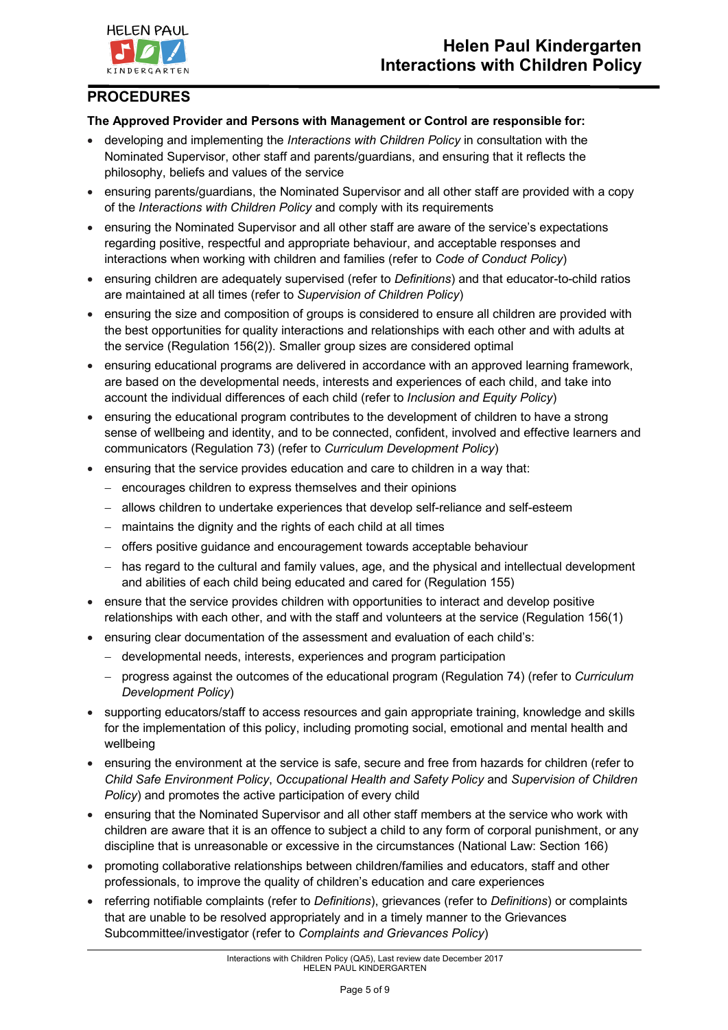## PROCEDURES

**The Approved Provider and Persons with Management or Control are responsible for:**

- developing and implementing the *Interactions with Children Policy* in consultation with the Nominated Supervisor, other staff and parents/guardians, and ensuring that it reflects the philosophy, beliefs and values of the service
- ensuring parents/guardians, the Nominated Supervisor and all other staff are provided with a copy of the *Interactions with Children Policy* and comply with its requirements
- ensuring the Nominated Supervisor and all other staff are aware of the service's expectations regarding positive, respectful and appropriate behaviour, and acceptable responses and interactions when working with children and families (refer to *Code of Conduct Policy*)
- ensuring children are adequately supervised (refer to *Definitions*) and that educator-to-child ratios are maintained at all times (refer to *Supervision of Children Policy*)
- ensuring the size and composition of groups is considered to ensure all children are provided with the best opportunities for quality interactions and relationships with each other and with adults at the service (Regulation 156(2)). Smaller group sizes are considered optimal
- ensuring educational programs are delivered in accordance with an approved learning framework, are based on the developmental needs, interests and experiences of each child, and take into account the individual differences of each child (refer to *Inclusion and Equity Policy*)
- ensuring the educational program contributes to the development of children to have a strong sense of wellbeing and identity, and to be connected, confident, involved and effective learners and communicators (Regulation 73) (refer to *Curriculum Development Policy*)
- ensuring that the service provides education and care to children in a way that:
  - encourages children to express themselves and their opinions
  - allows children to undertake experiences that develop self-reliance and self-esteem
  - maintains the dignity and the rights of each child at all times
  - offers positive guidance and encouragement towards acceptable behaviour
  - has regard to the cultural and family values, age, and the physical and intellectual development and abilities of each child being educated and cared for (Regulation 155)
- ensure that the service provides children with opportunities to interact and develop positive relationships with each other, and with the staff and volunteers at the service (Regulation 156(1)
- ensuring clear documentation of the assessment and evaluation of each child's:
  - developmental needs, interests, experiences and program participation
  - progress against the outcomes of the educational program (Regulation 74) (refer to *Curriculum Development Policy*)
- supporting educators/staff to access resources and gain appropriate training, knowledge and skills for the implementation of this policy, including promoting social, emotional and mental health and wellbeing
- ensuring the environment at the service is safe, secure and free from hazards for children (refer to *Child Safe Environment Policy*, *Occupational Health and Safety Policy* and *Supervision of Children Policy*) and promotes the active participation of every child
- ensuring that the Nominated Supervisor and all other staff members at the service who work with children are aware that it is an offence to subject a child to any form of corporal punishment, or any discipline that is unreasonable or excessive in the circumstances (National Law: Section 166)
- promoting collaborative relationships between children/families and educators, staff and other professionals, to improve the quality of children's education and care experiences
- referring notifiable complaints (refer to *Definitions*), grievances (refer to *Definitions*) or complaints that are unable to be resolved appropriately and in a timely manner to the Grievances Subcommittee/investigator (refer to *Complaints and Grievances Policy*)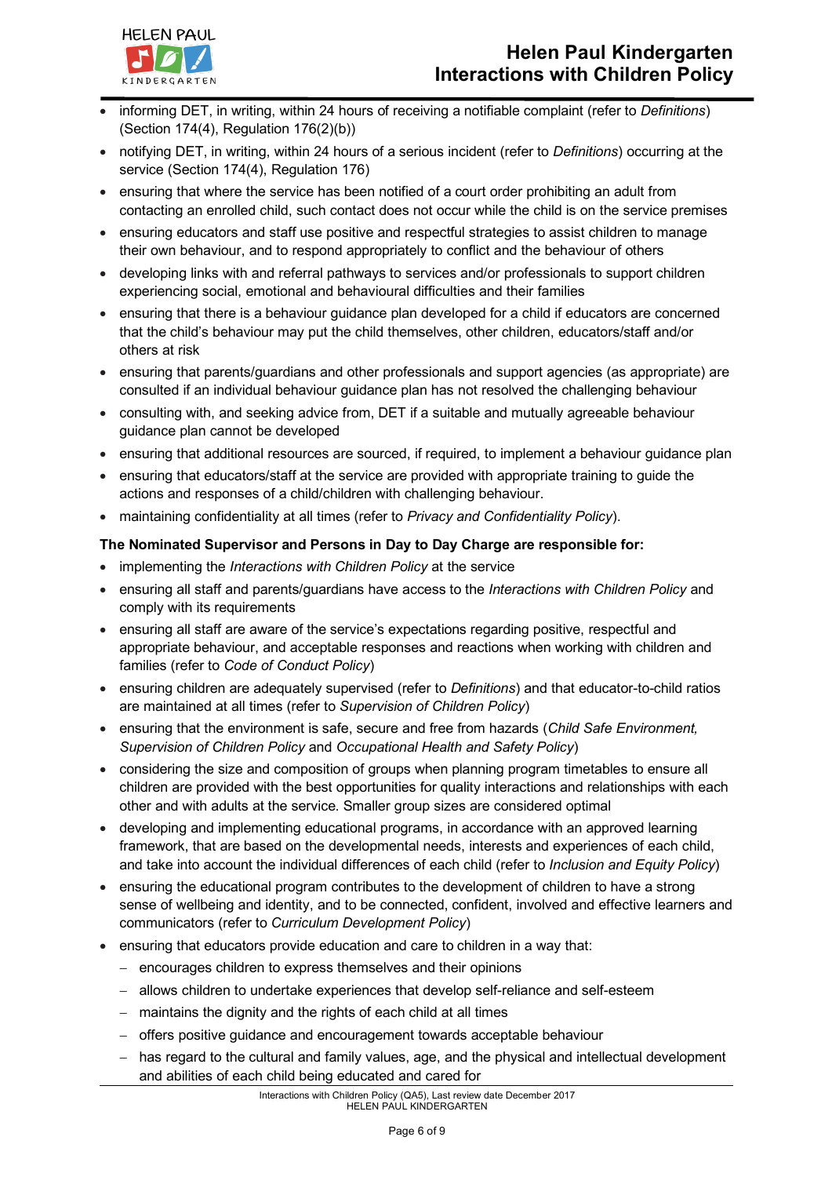- informing DET, in writing, within 24 hours of receiving a notifiable complaint (refer to *Definitions*) (Section 174(4), Regulation 176(2)(b))
- notifying DET, in writing, within 24 hours of a serious incident (refer to *Definitions*) occurring at the service (Section 174(4), Regulation 176)
- ensuring that where the service has been notified of a court order prohibiting an adult from contacting an enrolled child, such contact does not occur while the child is on the service premises
- ensuring educators and staff use positive and respectful strategies to assist children to manage their own behaviour, and to respond appropriately to conflict and the behaviour of others
- developing links with and referral pathways to services and/or professionals to support children experiencing social, emotional and behavioural difficulties and their families
- ensuring that there is a behaviour guidance plan developed for a child if educators are concerned that the child's behaviour may put the child themselves, other children, educators/staff and/or others at risk
- ensuring that parents/guardians and other professionals and support agencies (as appropriate) are consulted if an individual behaviour guidance plan has not resolved the challenging behaviour
- consulting with, and seeking advice from, DET if a suitable and mutually agreeable behaviour guidance plan cannot be developed
- ensuring that additional resources are sourced, if required, to implement a behaviour guidance plan
- ensuring that educators/staff at the service are provided with appropriate training to guide the actions and responses of a child/children with challenging behaviour.
- maintaining confidentiality at all times (refer to *Privacy and Confidentiality Policy*).

**The Nominated Supervisor and Persons in Day to Day Charge are responsible for:**

- implementing the *Interactions with Children Policy* at the service
- ensuring all staff and parents/guardians have access to the *Interactions with Children Policy* and comply with its requirements
- ensuring all staff are aware of the service's expectations regarding positive, respectful and appropriate behaviour, and acceptable responses and reactions when working with children and families (refer to *Code of Conduct Policy*)
- ensuring children are adequately supervised (refer to *Definitions*) and that educator-to-child ratios are maintained at all times (refer to *Supervision of Children Policy*)
- ensuring that the environment is safe, secure and free from hazards (*Child Safe Environment, Supervision of Children Policy* and *Occupational Health and Safety Policy*)
- considering the size and composition of groups when planning program timetables to ensure all children are provided with the best opportunities for quality interactions and relationships with each other and with adults at the service. Smaller group sizes are considered optimal
- developing and implementing educational programs, in accordance with an approved learning framework, that are based on the developmental needs, interests and experiences of each child, and take into account the individual differences of each child (refer to *Inclusion and Equity Policy*)
- ensuring the educational program contributes to the development of children to have a strong sense of wellbeing and identity, and to be connected, confident, involved and effective learners and communicators (refer to *Curriculum Development Policy*)
- ensuring that educators provide education and care to children in a way that:
  - encourages children to express themselves and their opinions
  - allows children to undertake experiences that develop self-reliance and self-esteem
  - maintains the dignity and the rights of each child at all times
  - offers positive guidance and encouragement towards acceptable behaviour
  - has regard to the cultural and family values, age, and the physical and intellectual development and abilities of each child being educated and cared for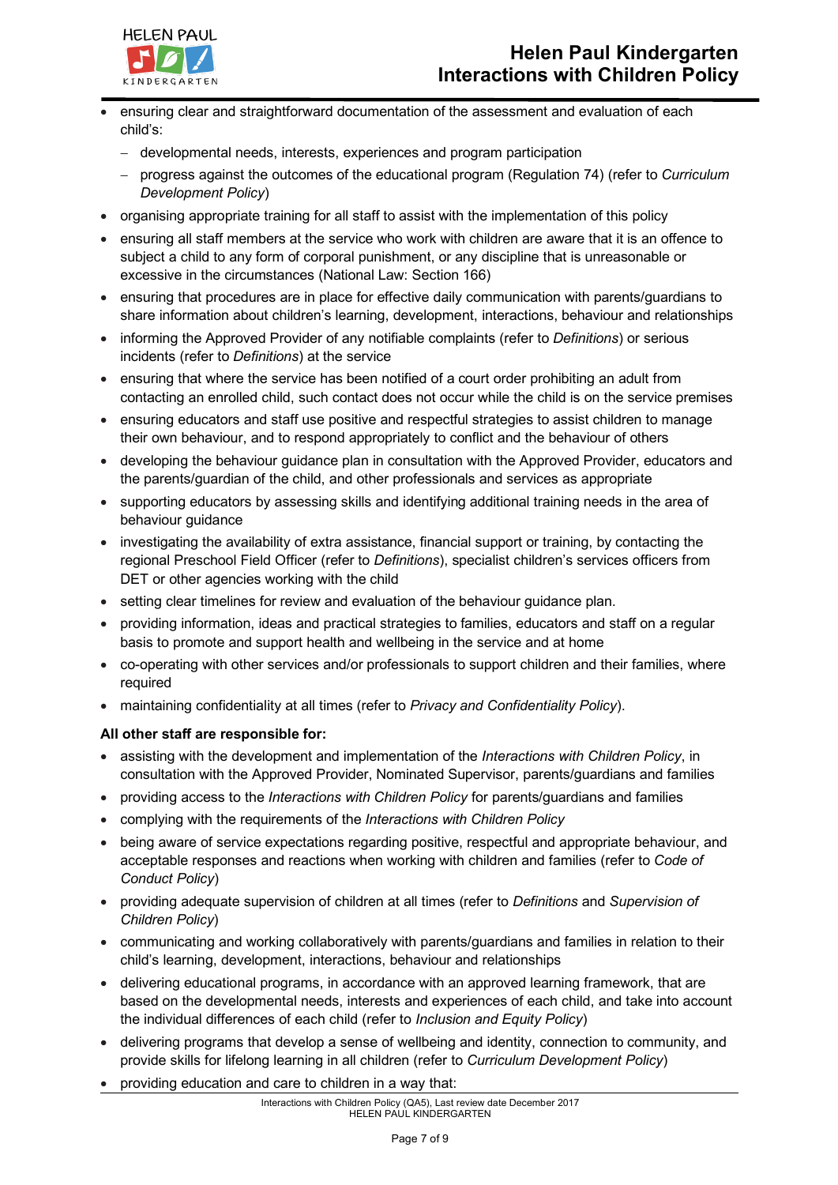- ensuring clear and straightforward documentation of the assessment and evaluation of each child's:
  - developmental needs, interests, experiences and program participation
  - progress against the outcomes of the educational program (Regulation 74) (refer to *Curriculum Development Policy*)
- organising appropriate training for all staff to assist with the implementation of this policy
- ensuring all staff members at the service who work with children are aware that it is an offence to subject a child to any form of corporal punishment, or any discipline that is unreasonable or excessive in the circumstances (National Law: Section 166)
- ensuring that procedures are in place for effective daily communication with parents/guardians to share information about children's learning, development, interactions, behaviour and relationships
- informing the Approved Provider of any notifiable complaints (refer to *Definitions*) or serious incidents (refer to *Definitions*) at the service
- ensuring that where the service has been notified of a court order prohibiting an adult from contacting an enrolled child, such contact does not occur while the child is on the service premises
- ensuring educators and staff use positive and respectful strategies to assist children to manage their own behaviour, and to respond appropriately to conflict and the behaviour of others
- developing the behaviour guidance plan in consultation with the Approved Provider, educators and the parents/guardian of the child, and other professionals and services as appropriate
- supporting educators by assessing skills and identifying additional training needs in the area of behaviour guidance
- investigating the availability of extra assistance, financial support or training, by contacting the regional Preschool Field Officer (refer to *Definitions*), specialist children's services officers from DET or other agencies working with the child
- setting clear timelines for review and evaluation of the behaviour guidance plan.
- providing information, ideas and practical strategies to families, educators and staff on a regular basis to promote and support health and wellbeing in the service and at home
- co-operating with other services and/or professionals to support children and their families, where required
- maintaining confidentiality at all times (refer to *Privacy and Confidentiality Policy*).

**All other staff are responsible for:**

- assisting with the development and implementation of the *Interactions with Children Policy*, in consultation with the Approved Provider, Nominated Supervisor, parents/guardians and families
- providing access to the *Interactions with Children Policy* for parents/guardians and families
- complying with the requirements of the *Interactions with Children Policy*
- being aware of service expectations regarding positive, respectful and appropriate behaviour, and acceptable responses and reactions when working with children and families (refer to *Code of Conduct Policy*)
- providing adequate supervision of children at all times (refer to *Definitions* and *Supervision of Children Policy*)
- communicating and working collaboratively with parents/guardians and families in relation to their child's learning, development, interactions, behaviour and relationships
- delivering educational programs, in accordance with an approved learning framework, that are based on the developmental needs, interests and experiences of each child, and take into account the individual differences of each child (refer to *Inclusion and Equity Policy*)
- delivering programs that develop a sense of wellbeing and identity, connection to community, and provide skills for lifelong learning in all children (refer to *Curriculum Development Policy*)
- providing education and care to children in a way that: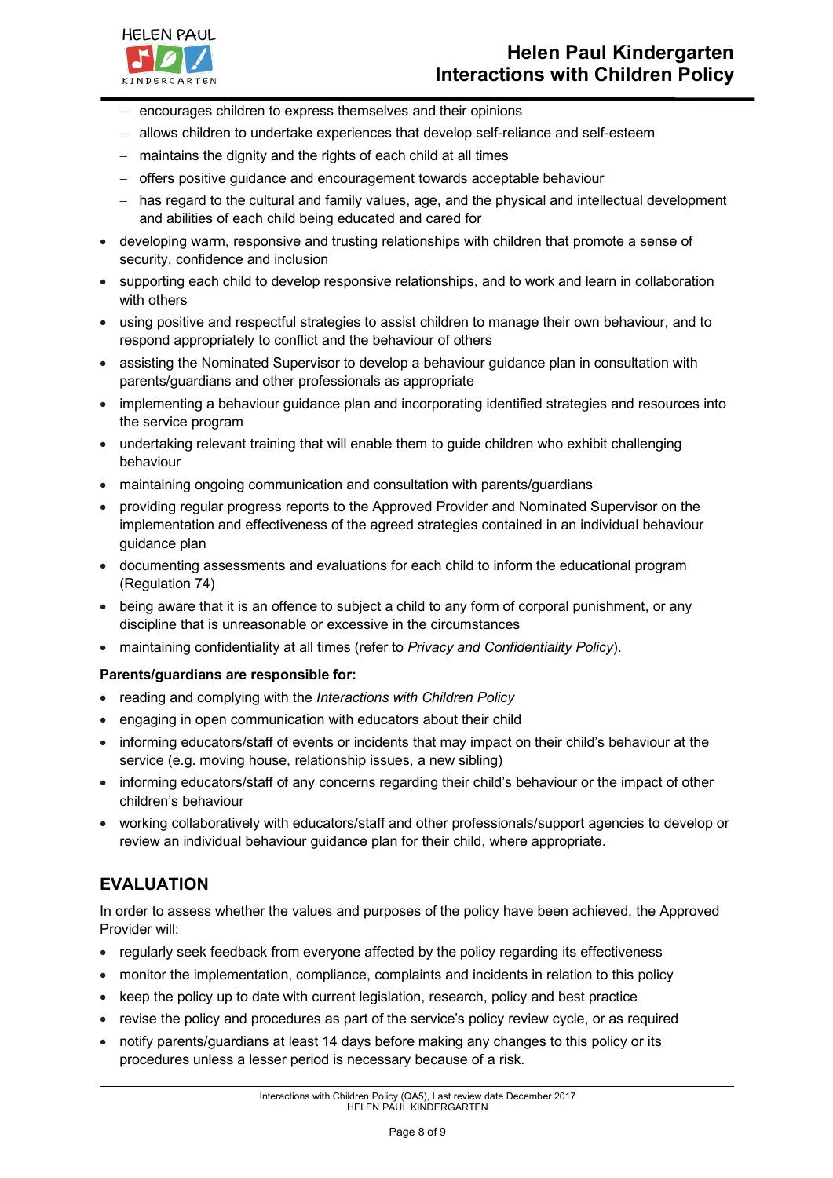- encourages children to express themselves and their opinions
  - allows children to undertake experiences that develop self-reliance and self-esteem
  - maintains the dignity and the rights of each child at all times
  - offers positive guidance and encouragement towards acceptable behaviour
  - has regard to the cultural and family values, age, and the physical and intellectual development and abilities of each child being educated and cared for
- developing warm, responsive and trusting relationships with children that promote a sense of security, confidence and inclusion
- supporting each child to develop responsive relationships, and to work and learn in collaboration with others
- using positive and respectful strategies to assist children to manage their own behaviour, and to respond appropriately to conflict and the behaviour of others
- assisting the Nominated Supervisor to develop a behaviour guidance plan in consultation with parents/guardians and other professionals as appropriate
- implementing a behaviour guidance plan and incorporating identified strategies and resources into the service program
- undertaking relevant training that will enable them to guide children who exhibit challenging behaviour
- maintaining ongoing communication and consultation with parents/guardians
- providing regular progress reports to the Approved Provider and Nominated Supervisor on the implementation and effectiveness of the agreed strategies contained in an individual behaviour guidance plan
- documenting assessments and evaluations for each child to inform the educational program (Regulation 74)
- being aware that it is an offence to subject a child to any form of corporal punishment, or any discipline that is unreasonable or excessive in the circumstances
- maintaining confidentiality at all times (refer to *Privacy and Confidentiality Policy*).

**Parents/guardians are responsible for:**

- reading and complying with the *Interactions with Children Policy*
- engaging in open communication with educators about their child
- informing educators/staff of events or incidents that may impact on their child's behaviour at the service (e.g. moving house, relationship issues, a new sibling)
- informing educators/staff of any concerns regarding their child's behaviour or the impact of other children's behaviour
- working collaboratively with educators/staff and other professionals/support agencies to develop or review an individual behaviour guidance plan for their child, where appropriate.

## EVALUATION

In order to assess whether the values and purposes of the policy have been achieved, the Approved Provider will:

- regularly seek feedback from everyone affected by the policy regarding its effectiveness
- monitor the implementation, compliance, complaints and incidents in relation to this policy
- keep the policy up to date with current legislation, research, policy and best practice
- revise the policy and procedures as part of the service's policy review cycle, or as required
- notify parents/guardians at least 14 days before making any changes to this policy or its procedures unless a lesser period is necessary because of a risk.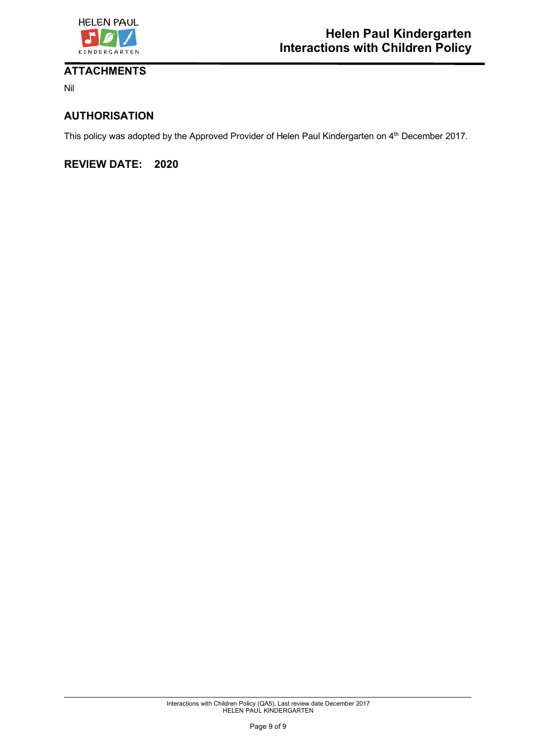## ATTACHMENTS

Nil

## AUTHORISATION

This policy was adopted by the Approved Provider of Helen Paul Kindergarten on 4th December 2017.

## REVIEW DATE: 2020